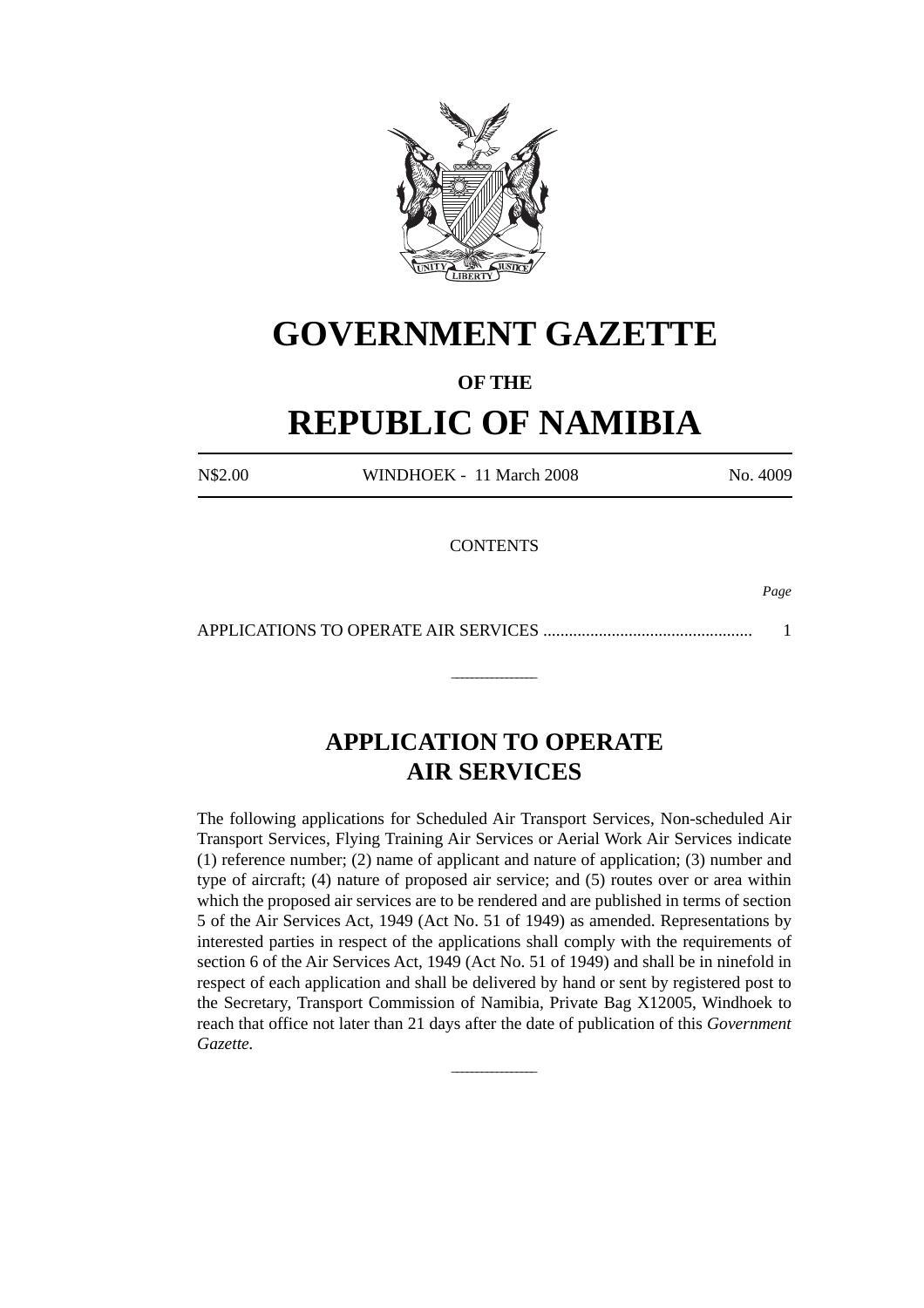# GOVERNMENT GAZETTE

**OF THE**

# REPUBLIC OF NAMIBIA

| N$2.00 | WINDHOEK - 11 March 2008 | No. 4009 |
|---|---|---|

CONTENTS

*Page*

APPLICATIONS TO OPERATE AIR SERVICES ................................................. 1

---

## APPLICATION TO OPERATE AIR SERVICES

The following applications for Scheduled Air Transport Services, Non-scheduled Air Transport Services, Flying Training Air Services or Aerial Work Air Services indicate (1) reference number; (2) name of applicant and nature of application; (3) number and type of aircraft; (4) nature of proposed air service; and (5) routes over or area within which the proposed air services are to be rendered and are published in terms of section 5 of the Air Services Act, 1949 (Act No. 51 of 1949) as amended. Representations by interested parties in respect of the applications shall comply with the requirements of section 6 of the Air Services Act, 1949 (Act No. 51 of 1949) and shall be in ninefold in respect of each application and shall be delivered by hand or sent by registered post to the Secretary, Transport Commission of Namibia, Private Bag X12005, Windhoek to reach that office not later than 21 days after the date of publication of this *Government Gazette.*

---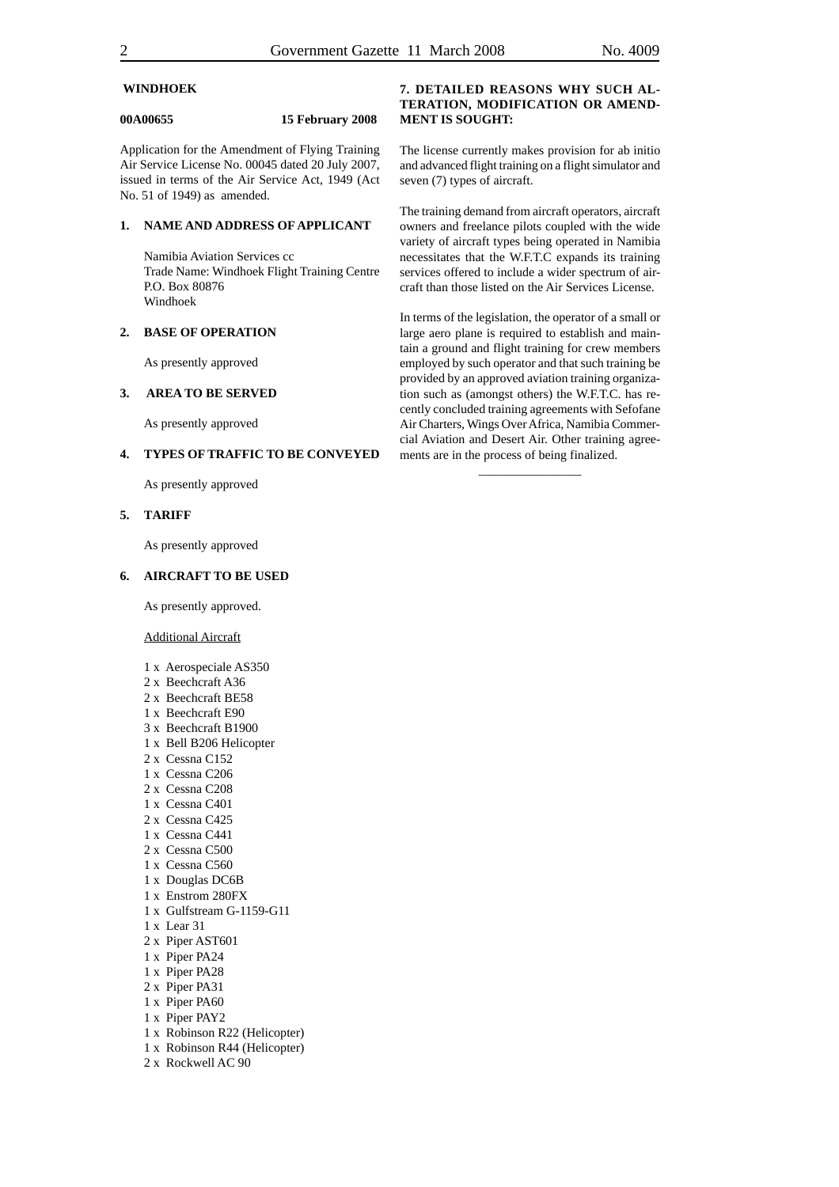**WINDHOEK**

**00A00655** **15 February 2008**

Application for the Amendment of Flying Training Air Service License No. 00045 dated 20 July 2007, issued in terms of the Air Service Act, 1949 (Act No. 51 of 1949) as amended.

**1. NAME AND ADDRESS OF APPLICANT**

Namibia Aviation Services cc
Trade Name: Windhoek Flight Training Centre
P.O. Box 80876
Windhoek

**2. BASE OF OPERATION**

As presently approved

**3. AREA TO BE SERVED**

As presently approved

**4. TYPES OF TRAFFIC TO BE CONVEYED**

As presently approved

**5. TARIFF**

As presently approved

**6. AIRCRAFT TO BE USED**

As presently approved.

Additional Aircraft

1 x Aerospeciale AS350
2 x Beechcraft A36
2 x Beechcraft BE58
1 x Beechcraft E90
3 x Beechcraft B1900
1 x Bell B206 Helicopter
2 x Cessna C152
1 x Cessna C206
2 x Cessna C208
1 x Cessna C401
2 x Cessna C425
1 x Cessna C441
2 x Cessna C500
1 x Cessna C560
1 x Douglas DC6B
1 x Enstrom 280FX
1 x Gulfstream G-1159-G11
1 x Lear 31
2 x Piper AST601
1 x Piper PA24
1 x Piper PA28
2 x Piper PA31
1 x Piper PA60
1 x Piper PAY2
1 x Robinson R22 (Helicopter)
1 x Robinson R44 (Helicopter)
2 x Rockwell AC 90

**7. DETAILED REASONS WHY SUCH ALTERATION, MODIFICATION OR AMENDMENT IS SOUGHT:**

The license currently makes provision for ab initio and advanced flight training on a flight simulator and seven (7) types of aircraft.

The training demand from aircraft operators, aircraft owners and freelance pilots coupled with the wide variety of aircraft types being operated in Namibia necessitates that the W.F.T.C expands its training services offered to include a wider spectrum of aircraft than those listed on the Air Services License.

In terms of the legislation, the operator of a small or large aero plane is required to establish and maintain a ground and flight training for crew members employed by such operator and that such training be provided by an approved aviation training organization such as (amongst others) the W.F.T.C. has recently concluded training agreements with Sefofane Air Charters, Wings Over Africa, Namibia Commercial Aviation and Desert Air. Other training agreements are in the process of being finalized.

________________